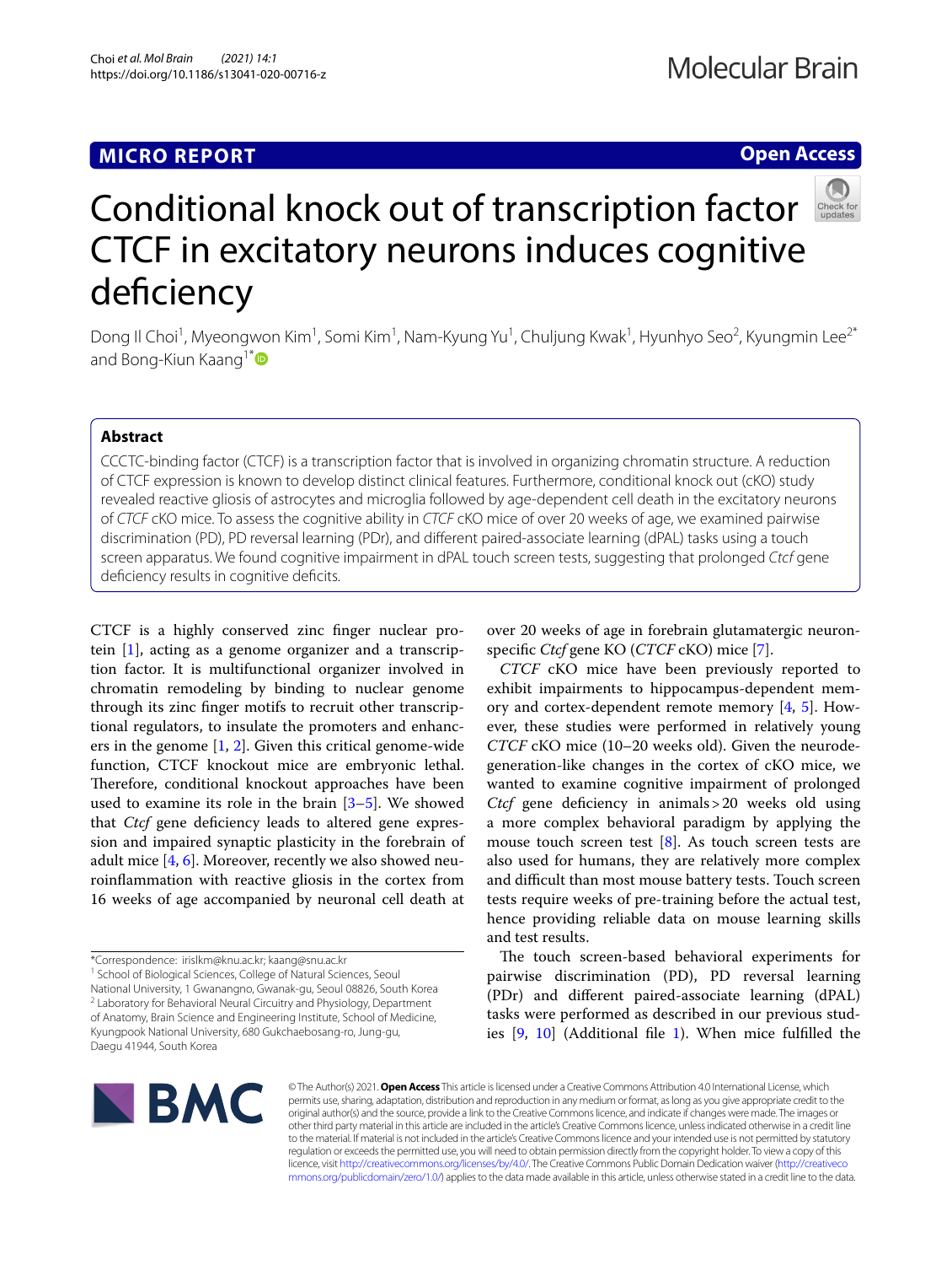MICRO REPORT

Open Access

# Conditional knock out of transcription factor CTCF in excitatory neurons induces cognitive deficiency

Dong Il Choi[1], Myeongwon Kim[1], Somi Kim[1], Nam-Kyung Yu[1], Chuljung Kwak[1], Hyunhyo Seo[2], Kyungmin Lee[2*] and Bong-Kiun Kaang[1*]

## Abstract

CCCTC-binding factor (CTCF) is a transcription factor that is involved in organizing chromatin structure. A reduction of CTCF expression is known to develop distinct clinical features. Furthermore, conditional knock out (cKO) study revealed reactive gliosis of astrocytes and microglia followed by age-dependent cell death in the excitatory neurons of *CTCF* cKO mice. To assess the cognitive ability in *CTCF* cKO mice of over 20 weeks of age, we examined pairwise discrimination (PD), PD reversal learning (PDr), and different paired-associate learning (dPAL) tasks using a touch screen apparatus. We found cognitive impairment in dPAL touch screen tests, suggesting that prolonged *Ctcf* gene deficiency results in cognitive deficits.

CTCF is a highly conserved zinc finger nuclear protein [1], acting as a genome organizer and a transcription factor. It is multifunctional organizer involved in chromatin remodeling by binding to nuclear genome through its zinc finger motifs to recruit other transcriptional regulators, to insulate the promoters and enhancers in the genome [1, 2]. Given this critical genome-wide function, CTCF knockout mice are embryonic lethal. Therefore, conditional knockout approaches have been used to examine its role in the brain [3–5]. We showed that *Ctcf* gene deficiency leads to altered gene expression and impaired synaptic plasticity in the forebrain of adult mice [4, 6]. Moreover, recently we also showed neuroinflammation with reactive gliosis in the cortex from 16 weeks of age accompanied by neuronal cell death at over 20 weeks of age in forebrain glutamatergic neuron-specific *Ctcf* gene KO (*CTCF* cKO) mice [7].

*CTCF* cKO mice have been previously reported to exhibit impairments to hippocampus-dependent memory and cortex-dependent remote memory [4, 5]. However, these studies were performed in relatively young *CTCF* cKO mice (10–20 weeks old). Given the neurodegeneration-like changes in the cortex of cKO mice, we wanted to examine cognitive impairment of prolonged *Ctcf* gene deficiency in animals > 20 weeks old using a more complex behavioral paradigm by applying the mouse touch screen test [8]. As touch screen tests are also used for humans, they are relatively more complex and difficult than most mouse battery tests. Touch screen tests require weeks of pre-training before the actual test, hence providing reliable data on mouse learning skills and test results.

The touch screen-based behavioral experiments for pairwise discrimination (PD), PD reversal learning (PDr) and different paired-associate learning (dPAL) tasks were performed as described in our previous studies [9, 10] (Additional file 1). When mice fulfilled the

*Correspondence: irislkm@knu.ac.kr; kaang@snu.ac.kr
[1] School of Biological Sciences, College of Natural Sciences, Seoul National University, 1 Gwanangno, Gwanak-gu, Seoul 08826, South Korea
[2] Laboratory for Behavioral Neural Circuitry and Physiology, Department of Anatomy, Brain Science and Engineering Institute, School of Medicine, Kyungpook National University, 680 Gukchaebosang-ro, Jung-gu, Daegu 41944, South Korea

© The Author(s) 2021. **Open Access** This article is licensed under a Creative Commons Attribution 4.0 International License, which permits use, sharing, adaptation, distribution and reproduction in any medium or format, as long as you give appropriate credit to the original author(s) and the source, provide a link to the Creative Commons licence, and indicate if changes were made. The images or other third party material in this article are included in the article's Creative Commons licence, unless indicated otherwise in a credit line to the material. If material is not included in the article's Creative Commons licence and your intended use is not permitted by statutory regulation or exceeds the permitted use, you will need to obtain permission directly from the copyright holder. To view a copy of this licence, visit http://creativecommons.org/licenses/by/4.0/. The Creative Commons Public Domain Dedication waiver (http://creativecommons.org/publicdomain/zero/1.0/) applies to the data made available in this article, unless otherwise stated in a credit line to the data.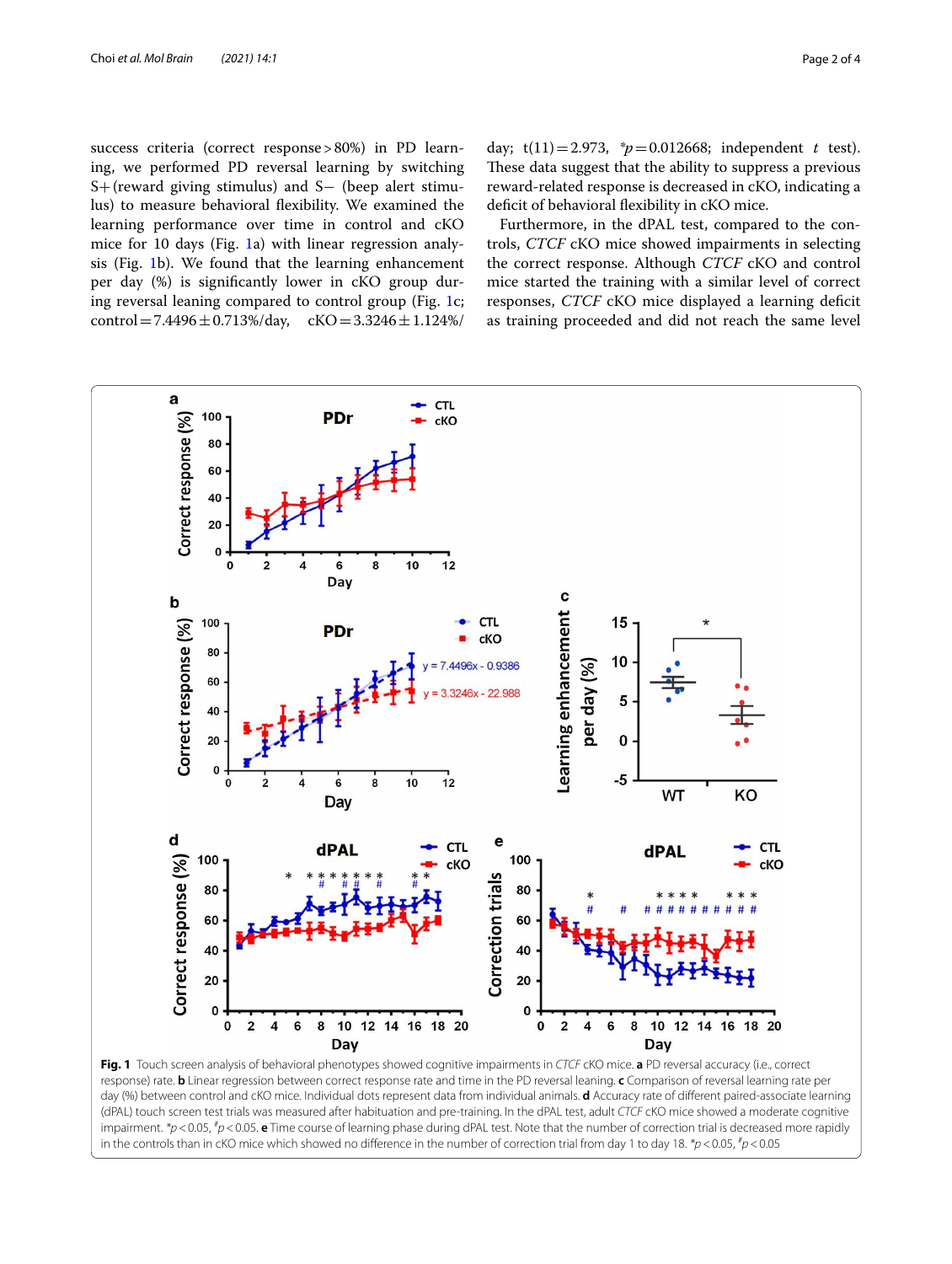success criteria (correct response > 80%) in PD learning, we performed PD reversal learning by switching S+ (reward giving stimulus) and S− (beep alert stimulus) to measure behavioral flexibility. We examined the learning performance over time in control and cKO mice for 10 days (Fig. 1a) with linear regression analysis (Fig. 1b). We found that the learning enhancement per day (%) is significantly lower in cKO group during reversal leaning compared to control group (Fig. 1c; control = 7.4496 ± 0.713%/day, cKO = 3.3246 ± 1.124%/day; $t(11) = 2.973$, $^{*}p = 0.012668$; independent *t* test). These data suggest that the ability to suppress a previous reward-related response is decreased in cKO, indicating a deficit of behavioral flexibility in cKO mice.

Furthermore, in the dPAL test, compared to the controls, *CTCF* cKO mice showed impairments in selecting the correct response. Although *CTCF* cKO and control mice started the training with a similar level of correct responses, *CTCF* cKO mice displayed a learning deficit as training proceeded and did not reach the same level

**Fig. 1** Touch screen analysis of behavioral phenotypes showed cognitive impairments in *CTCF* cKO mice. **a** PD reversal accuracy (i.e., correct response) rate. **b** Linear regression between correct response rate and time in the PD reversal leaning. **c** Comparison of reversal learning rate per day (%) between control and cKO mice. Individual dots represent data from individual animals. **d** Accuracy rate of different paired-associate learning (dPAL) touch screen test trials was measured after habituation and pre-training. In the dPAL test, adult *CTCF* cKO mice showed a moderate cognitive impairment. $^{*}p < 0.05$, $^{\#}p < 0.05$. **e** Time course of learning phase during dPAL test. Note that the number of correction trial is decreased more rapidly in the controls than in cKO mice which showed no difference in the number of correction trial from day 1 to day 18. $^{*}p < 0.05$, $^{\#}p < 0.05$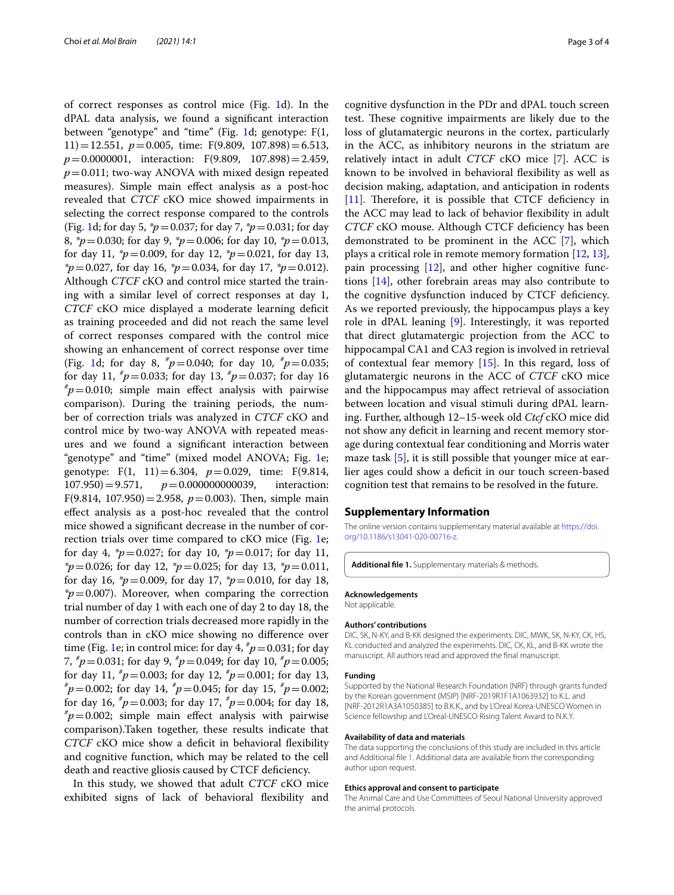of correct responses as control mice (Fig. 1d). In the dPAL data analysis, we found a significant interaction between "genotype" and "time" (Fig. 1d; genotype: $F(1, 11)=12.551$, $p=0.005$, time: $F(9.809, 107.898)=6.513$, $p=0.0000001$, interaction: $F(9.809, 107.898)=2.459$, $p=0.011$; two-way ANOVA with mixed design repeated measures). Simple main effect analysis as a post-hoc revealed that *CTCF* cKO mice showed impairments in selecting the correct response compared to the controls (Fig. 1d; for day 5, $^{*}p=0.037$; for day 7, $^{*}p=0.031$; for day 8, $^{*}p=0.030$; for day 9, $^{*}p=0.006$; for day 10, $^{*}p=0.013$, for day 11, $^{*}p=0.009$, for day 12, $^{*}p=0.021$, for day 13, $^{*}p=0.027$, for day 16, $^{*}p=0.034$, for day 17, $^{*}p=0.012$). Although *CTCF* cKO and control mice started the training with a similar level of correct responses at day 1, *CTCF* cKO mice displayed a moderate learning deficit as training proceeded and did not reach the same level of correct responses compared with the control mice showing an enhancement of correct response over time (Fig. 1d; for day 8, $^{\#}p=0.040$; for day 10, $^{\#}p=0.035$; for day 11, $^{\#}p=0.033$; for day 13, $^{\#}p=0.037$; for day 16 $^{\#}p=0.010$; simple main effect analysis with pairwise comparison). During the training periods, the number of correction trials was analyzed in *CTCF* cKO and control mice by two-way ANOVA with repeated measures and we found a significant interaction between "genotype" and "time" (mixed model ANOVA; Fig. 1e; genotype: $F(1, 11)=6.304$, $p=0.029$, time: $F(9.814, 107.950)=9.571$, $p=0.000000000039$, interaction: $F(9.814, 107.950)=2.958$, $p=0.003$). Then, simple main effect analysis as a post-hoc revealed that the control mice showed a significant decrease in the number of correction trials over time compared to cKO mice (Fig. 1e; for day 4, $^{*}p=0.027$; for day 10, $^{*}p=0.017$; for day 11, $^{*}p=0.026$; for day 12, $^{*}p=0.025$; for day 13, $^{*}p=0.011$, for day 16, $^{*}p=0.009$, for day 17, $^{*}p=0.010$, for day 18, $^{*}p=0.007$). Moreover, when comparing the correction trial number of day 1 with each one of day 2 to day 18, the number of correction trials decreased more rapidly in the controls than in cKO mice showing no difference over time (Fig. 1e; in control mice: for day 4, $^{\#}p=0.031$; for day 7, $^{\#}p=0.031$; for day 9, $^{\#}p=0.049$; for day 10, $^{\#}p=0.005$; for day 11, $^{\#}p=0.003$; for day 12, $^{\#}p=0.001$; for day 13, $^{\#}p=0.002$; for day 14, $^{\#}p=0.045$; for day 15, $^{\#}p=0.002$; for day 16, $^{\#}p=0.003$; for day 17, $^{\#}p=0.004$; for day 18, $^{\#}p=0.002$; simple main effect analysis with pairwise comparison).Taken together, these results indicate that *CTCF* cKO mice show a deficit in behavioral flexibility and cognitive function, which may be related to the cell death and reactive gliosis caused by CTCF deficiency.

In this study, we showed that adult *CTCF* cKO mice exhibited signs of lack of behavioral flexibility and cognitive dysfunction in the PDr and dPAL touch screen test. These cognitive impairments are likely due to the loss of glutamatergic neurons in the cortex, particularly in the ACC, as inhibitory neurons in the striatum are relatively intact in adult *CTCF* cKO mice [7]. ACC is known to be involved in behavioral flexibility as well as decision making, adaptation, and anticipation in rodents [11]. Therefore, it is possible that CTCF deficiency in the ACC may lead to lack of behavior flexibility in adult *CTCF* cKO mouse. Although CTCF deficiency has been demonstrated to be prominent in the ACC [7], which plays a critical role in remote memory formation [12, 13], pain processing [12], and other higher cognitive functions [14], other forebrain areas may also contribute to the cognitive dysfunction induced by CTCF deficiency. As we reported previously, the hippocampus plays a key role in dPAL leaning [9]. Interestingly, it was reported that direct glutamatergic projection from the ACC to hippocampal CA1 and CA3 region is involved in retrieval of contextual fear memory [15]. In this regard, loss of glutamatergic neurons in the ACC of *CTCF* cKO mice and the hippocampus may affect retrieval of association between location and visual stimuli during dPAL learning. Further, although 12–15-week old *Ctcf* cKO mice did not show any deficit in learning and recent memory storage during contextual fear conditioning and Morris water maze task [5], it is still possible that younger mice at earlier ages could show a deficit in our touch screen-based cognition test that remains to be resolved in the future.

## Supplementary Information

The online version contains supplementary material available at https://doi.org/10.1186/s13041-020-00716-z.

**Additional file 1.** Supplementary materials & methods.

#### Acknowledgements

Not applicable.

#### Authors' contributions

DIC, SK, N-KY, and B-KK designed the experiments. DIC, MWK, SK, N-KY, CK, HS, KL conducted and analyzed the experiments. DIC, CK, KL, and B-KK wrote the manuscript. All authors read and approved the final manuscript.

#### Funding

Supported by the National Research Foundation (NRF) through grants funded by the Korean government (MSIP) [NRF-2019R1F1A1063932] to K.L. and [NRF-2012R1A3A1050385] to B.K.K., and by L'Oreal Korea-UNESCO Women in Science fellowship and L'Oreal-UNESCO Rising Talent Award to N.K.Y.

#### Availability of data and materials

The data supporting the conclusions of this study are included in this article and Additional file 1. Additional data are available from the corresponding author upon request.

#### Ethics approval and consent to participate

The Animal Care and Use Committees of Seoul National University approved the animal protocols.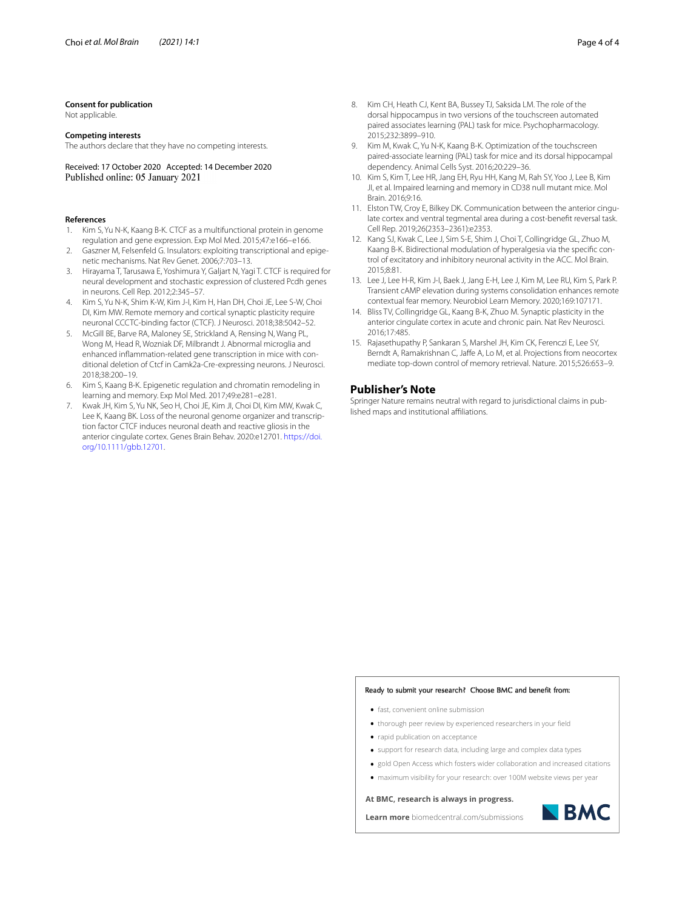**Consent for publication**

Not applicable.

**Competing interests**

The authors declare that they have no competing interests.

Received: 17 October 2020 Accepted: 14 December 2020
Published online: 05 January 2021

**References**

1. Kim S, Yu N-K, Kaang B-K. CTCF as a multifunctional protein in genome regulation and gene expression. Exp Mol Med. 2015;47:e166–e166.
2. Gaszner M, Felsenfeld G. Insulators: exploiting transcriptional and epigenetic mechanisms. Nat Rev Genet. 2006;7:703–13.
3. Hirayama T, Tarusawa E, Yoshimura Y, Galjart N, Yagi T. CTCF is required for neural development and stochastic expression of clustered Pcdh genes in neurons. Cell Rep. 2012;2:345–57.
4. Kim S, Yu N-K, Shim K-W, Kim J-I, Kim H, Han DH, Choi JE, Lee S-W, Choi DI, Kim MW. Remote memory and cortical synaptic plasticity require neuronal CCCTC-binding factor (CTCF). J Neurosci. 2018;38:5042–52.
5. McGill BE, Barve RA, Maloney SE, Strickland A, Rensing N, Wang PL, Wong M, Head R, Wozniak DF, Milbrandt J. Abnormal microglia and enhanced inflammation-related gene transcription in mice with conditional deletion of Ctcf in Camk2a-Cre-expressing neurons. J Neurosci. 2018;38:200–19.
6. Kim S, Kaang B-K. Epigenetic regulation and chromatin remodeling in learning and memory. Exp Mol Med. 2017;49:e281–e281.
7. Kwak JH, Kim S, Yu NK, Seo H, Choi JE, Kim JI, Choi DI, Kim MW, Kwak C, Lee K, Kaang BK. Loss of the neuronal genome organizer and transcription factor CTCF induces neuronal death and reactive gliosis in the anterior cingulate cortex. Genes Brain Behav. 2020:e12701. https://doi.org/10.1111/gbb.12701.
8. Kim CH, Heath CJ, Kent BA, Bussey TJ, Saksida LM. The role of the dorsal hippocampus in two versions of the touchscreen automated paired associates learning (PAL) task for mice. Psychopharmacology. 2015;232:3899–910.
9. Kim M, Kwak C, Yu N-K, Kaang B-K. Optimization of the touchscreen paired-associate learning (PAL) task for mice and its dorsal hippocampal dependency. Animal Cells Syst. 2016;20:229–36.
10. Kim S, Kim T, Lee HR, Jang EH, Ryu HH, Kang M, Rah SY, Yoo J, Lee B, Kim JI, et al. Impaired learning and memory in CD38 null mutant mice. Mol Brain. 2016;9:16.
11. Elston TW, Croy E, Bilkey DK. Communication between the anterior cingulate cortex and ventral tegmental area during a cost-benefit reversal task. Cell Rep. 2019;26(2353–2361):e2353.
12. Kang SJ, Kwak C, Lee J, Sim S-E, Shim J, Choi T, Collingridge GL, Zhuo M, Kaang B-K. Bidirectional modulation of hyperalgesia via the specific control of excitatory and inhibitory neuronal activity in the ACC. Mol Brain. 2015;8:81.
13. Lee J, Lee H-R, Kim J-I, Baek J, Jang E-H, Lee J, Kim M, Lee RU, Kim S, Park P. Transient cAMP elevation during systems consolidation enhances remote contextual fear memory. Neurobiol Learn Memory. 2020;169:107171.
14. Bliss TV, Collingridge GL, Kaang B-K, Zhuo M. Synaptic plasticity in the anterior cingulate cortex in acute and chronic pain. Nat Rev Neurosci. 2016;17:485.
15. Rajasethupathy P, Sankaran S, Marshel JH, Kim CK, Ferenczi E, Lee SY, Berndt A, Ramakrishnan C, Jaffe A, Lo M, et al. Projections from neocortex mediate top-down control of memory retrieval. Nature. 2015;526:653–9.

## Publisher's Note

Springer Nature remains neutral with regard to jurisdictional claims in published maps and institutional affiliations.

Ready to submit your research? Choose BMC and benefit from:

- fast, convenient online submission
- thorough peer review by experienced researchers in your field
- rapid publication on acceptance
- support for research data, including large and complex data types
- gold Open Access which fosters wider collaboration and increased citations
- maximum visibility for your research: over 100M website views per year

**At BMC, research is always in progress.**

**Learn more** biomedcentral.com/submissions

BMC